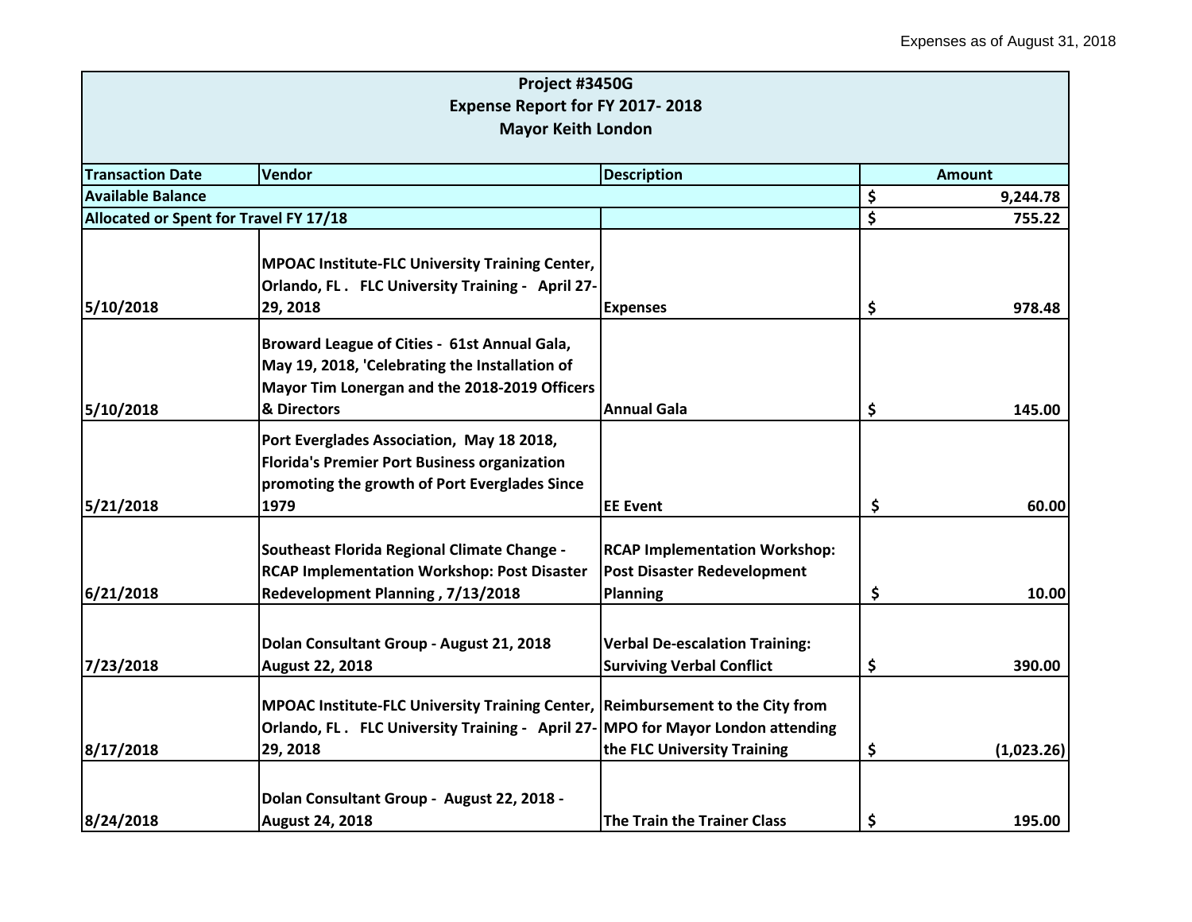Expenses as of August 31, 2018

| Project #3450G<br>Expense Report for FY 2017- 2018<br>Mayor Keith London | | | |
|---|---|---|---|
| **Transaction Date** | **Vendor** | **Description** | **Amount** |
| **Available Balance** | | | **$ 9,244.78** |
| **Allocated or Spent for Travel FY 17/18** | | | **$ 755.22** |
| 5/10/2018 | MPOAC Institute-FLC University Training Center, Orlando, FL . FLC University Training - April 27-29, 2018 | Expenses | $ 978.48 |
| 5/10/2018 | Broward League of Cities - 61st Annual Gala, May 19, 2018, 'Celebrating the Installation of Mayor Tim Lonergan and the 2018-2019 Officers & Directors | Annual Gala | $ 145.00 |
| 5/21/2018 | Port Everglades Association, May 18 2018, Florida's Premier Port Business organization promoting the growth of Port Everglades Since 1979 | EE Event | $ 60.00 |
| 6/21/2018 | Southeast Florida Regional Climate Change - RCAP Implementation Workshop: Post Disaster Redevelopment Planning , 7/13/2018 | RCAP Implementation Workshop: Post Disaster Redevelopment Planning | $ 10.00 |
| 7/23/2018 | Dolan Consultant Group - August 21, 2018 August 22, 2018 | Verbal De-escalation Training: Surviving Verbal Conflict | $ 390.00 |
| 8/17/2018 | MPOAC Institute-FLC University Training Center, Orlando, FL . FLC University Training - April 27-29, 2018 | Reimbursement to the City from MPO for Mayor London attending the FLC University Training | $ (1,023.26) |
| 8/24/2018 | Dolan Consultant Group - August 22, 2018 - August 24, 2018 | The Train the Trainer Class | $ 195.00 |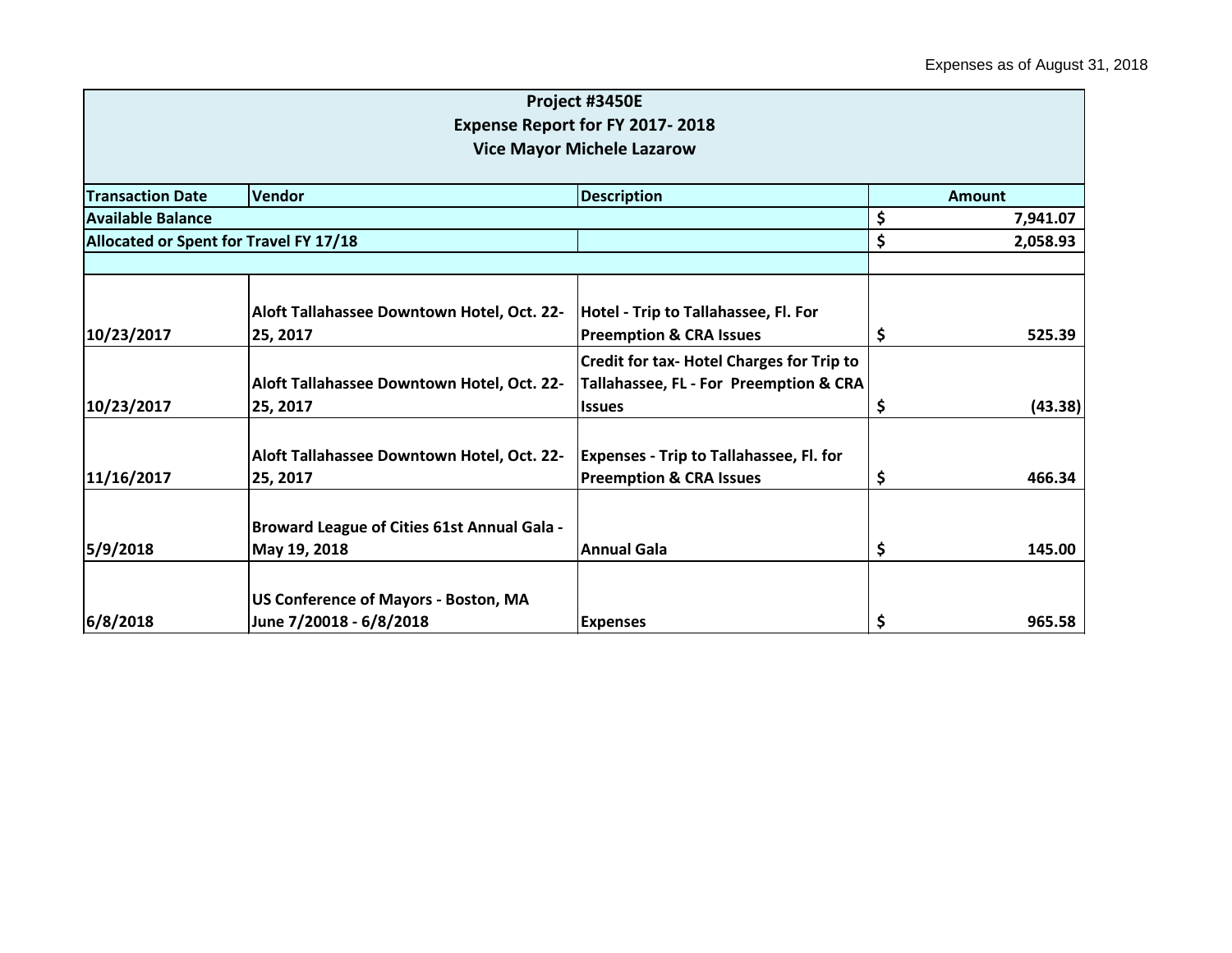Expenses as of August 31, 2018

| Project #3450E<br>Expense Report for FY 2017- 2018<br>Vice Mayor Michele Lazarow | | | |
|---|---|---|---|
| **Transaction Date** | **Vendor** | **Description** | **Amount** |
| **Available Balance** | | | **$ 7,941.07** |
| **Allocated or Spent for Travel FY 17/18** | | | **$ 2,058.93** |
| | | | |
| **10/23/2017** | **Aloft Tallahassee Downtown Hotel, Oct. 22-25, 2017** | **Hotel - Trip to Tallahassee, Fl. For Preemption & CRA Issues** | **$ 525.39** |
| **10/23/2017** | **Aloft Tallahassee Downtown Hotel, Oct. 22-25, 2017** | **Credit for tax- Hotel Charges for Trip to Tallahassee, FL - For Preemption & CRA Issues** | **$ (43.38)** |
| **11/16/2017** | **Aloft Tallahassee Downtown Hotel, Oct. 22-25, 2017** | **Expenses - Trip to Tallahassee, Fl. for Preemption & CRA Issues** | **$ 466.34** |
| **5/9/2018** | **Broward League of Cities 61st Annual Gala - May 19, 2018** | **Annual Gala** | **$ 145.00** |
| **6/8/2018** | **US Conference of Mayors - Boston, MA June 7/20018 - 6/8/2018** | **Expenses** | **$ 965.58** |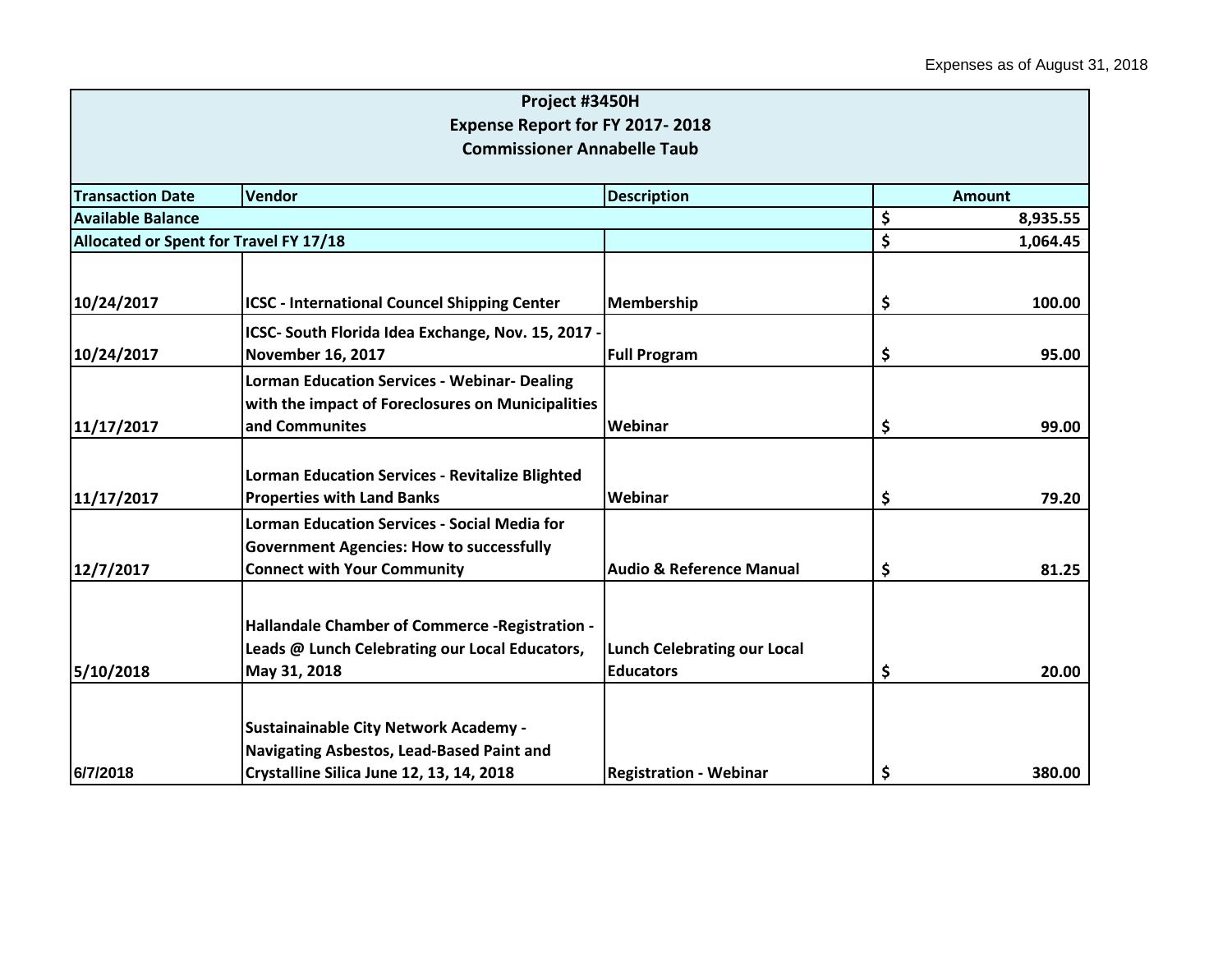Expenses as of August 31, 2018

| **Project #3450H<br>Expense Report for FY 2017- 2018<br>Commissioner Annabelle Taub** | | | |
|---|---|---|---|
| **Transaction Date** | **Vendor** | **Description** | **Amount** |
| **Available Balance** | | | **$ 8,935.55** |
| **Allocated or Spent for Travel FY 17/18** | | | **$ 1,064.45** |
| **10/24/2017** | **ICSC - International Councel Shipping Center** | **Membership** | **$ 100.00** |
| **10/24/2017** | **ICSC- South Florida Idea Exchange, Nov. 15, 2017 - November 16, 2017** | **Full Program** | **$ 95.00** |
| **11/17/2017** | **Lorman Education Services - Webinar- Dealing with the impact of Foreclosures on Municipalities and Communites** | **Webinar** | **$ 99.00** |
| **11/17/2017** | **Lorman Education Services - Revitalize Blighted Properties with Land Banks** | **Webinar** | **$ 79.20** |
| **12/7/2017** | **Lorman Education Services - Social Media for Government Agencies: How to successfully Connect with Your Community** | **Audio & Reference Manual** | **$ 81.25** |
| **5/10/2018** | **Hallandale Chamber of Commerce -Registration - Leads @ Lunch Celebrating our Local Educators, May 31, 2018** | **Lunch Celebrating our Local Educators** | **$ 20.00** |
| **6/7/2018** | **Sustainainable City Network Academy - Navigating Asbestos, Lead-Based Paint and Crystalline Silica June 12, 13, 14, 2018** | **Registration - Webinar** | **$ 380.00** |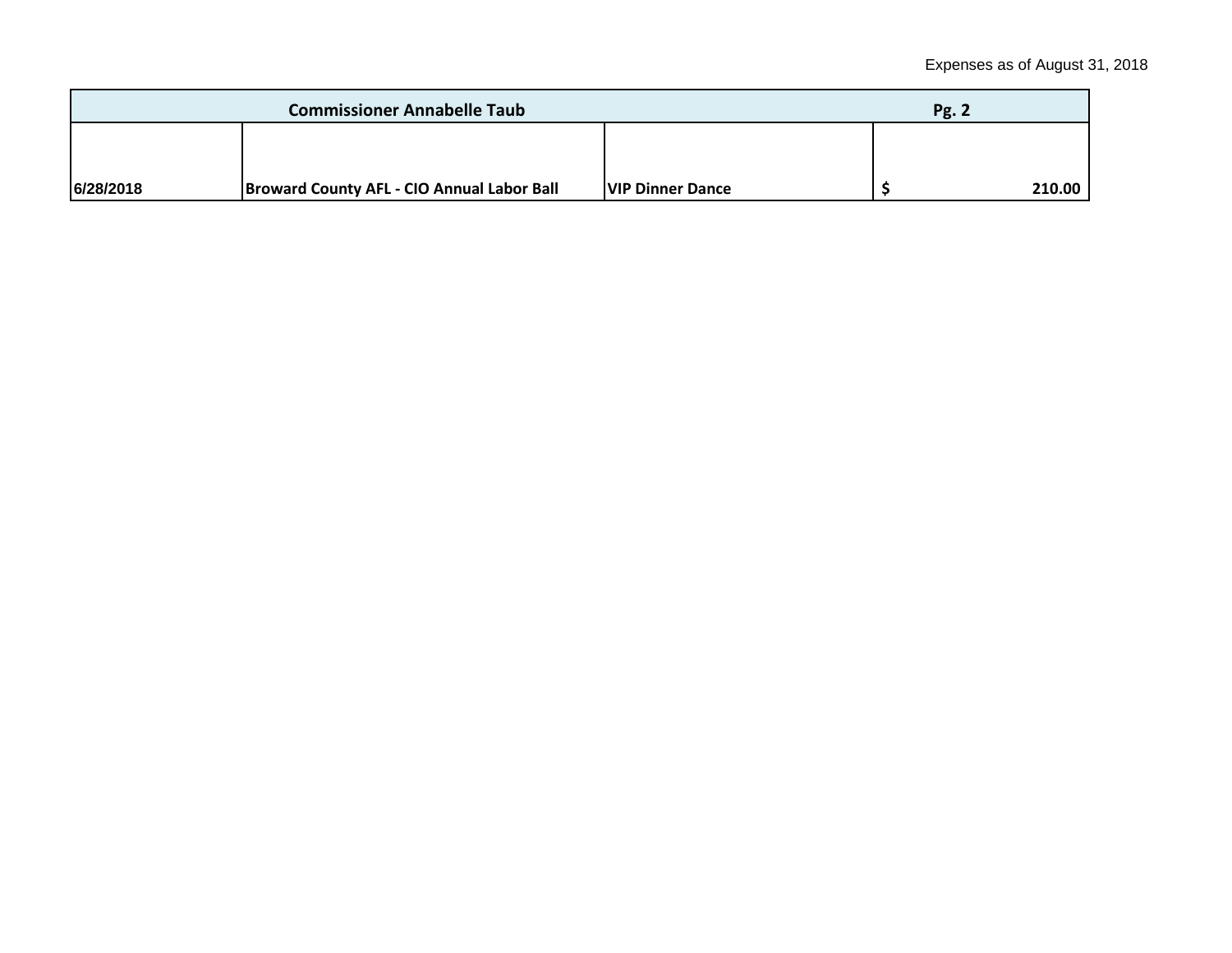Expenses as of August 31, 2018

| Commissioner Annabelle Taub | | | Pg. 2 |
|---|---|---|---|
| **6/28/2018** | **Broward County AFL - CIO Annual Labor Ball** | **VIP Dinner Dance** | **$ 210.00** |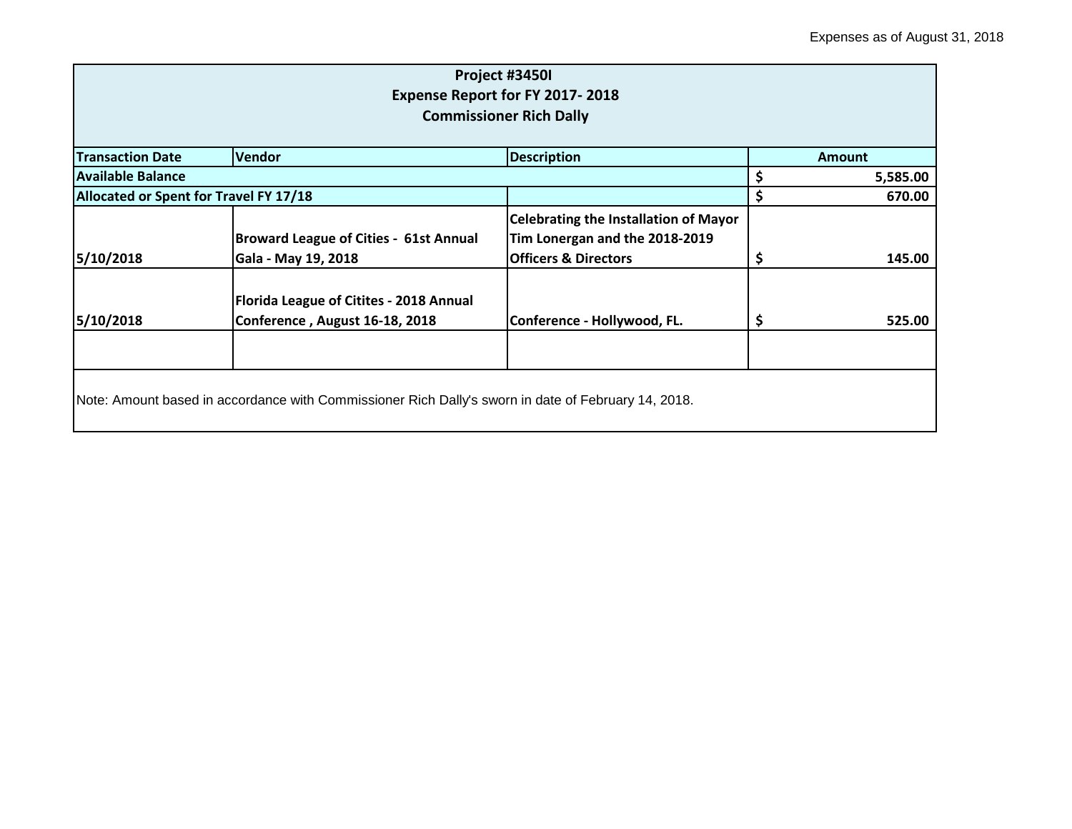Expenses as of August 31, 2018

| Project #3450I<br>Expense Report for FY 2017- 2018<br>Commissioner Rich Dally | | | |
|---|---|---|---|
| **Transaction Date** | **Vendor** | **Description** | **Amount** |
| **Available Balance** | | | **$ 5,585.00** |
| **Allocated or Spent for Travel FY 17/18** | | | **$ 670.00** |
| **5/10/2018** | **Broward League of Cities - 61st Annual Gala - May 19, 2018** | **Celebrating the Installation of Mayor Tim Lonergan and the 2018-2019 Officers & Directors** | **$ 145.00** |
| **5/10/2018** | **Florida League of Citites - 2018 Annual Conference , August 16-18, 2018** | **Conference - Hollywood, FL.** | **$ 525.00** |
| | | | |

Note: Amount based in accordance with Commissioner Rich Dally's sworn in date of February 14, 2018.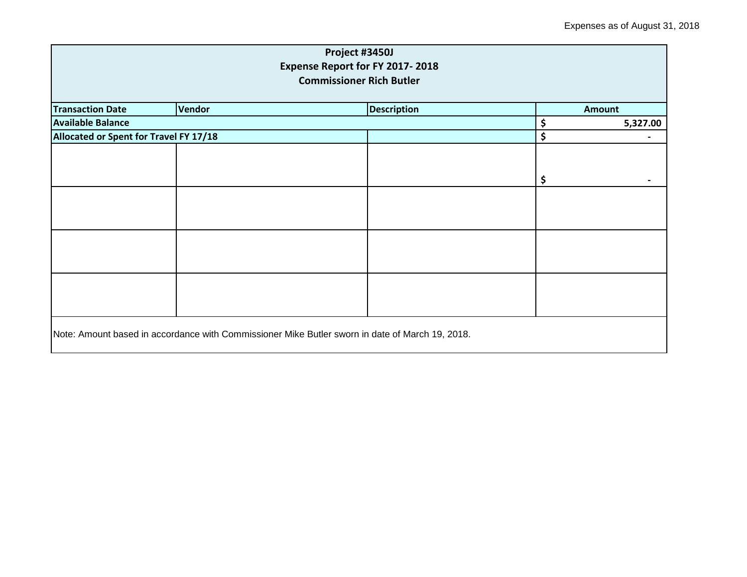Expenses as of August 31, 2018

**Project #3450J**
**Expense Report for FY 2017- 2018**
**Commissioner Rich Butler**

| Transaction Date | Vendor | Description | Amount |
|---|---|---|---|
| **Available Balance** | | | **$ 5,327.00** |
| **Allocated or Spent for Travel FY 17/18** | | | **$ -** |
| | | | $ - |
| | | | |
| | | | |
| | | | |

Note: Amount based in accordance with Commissioner Mike Butler sworn in date of March 19, 2018.